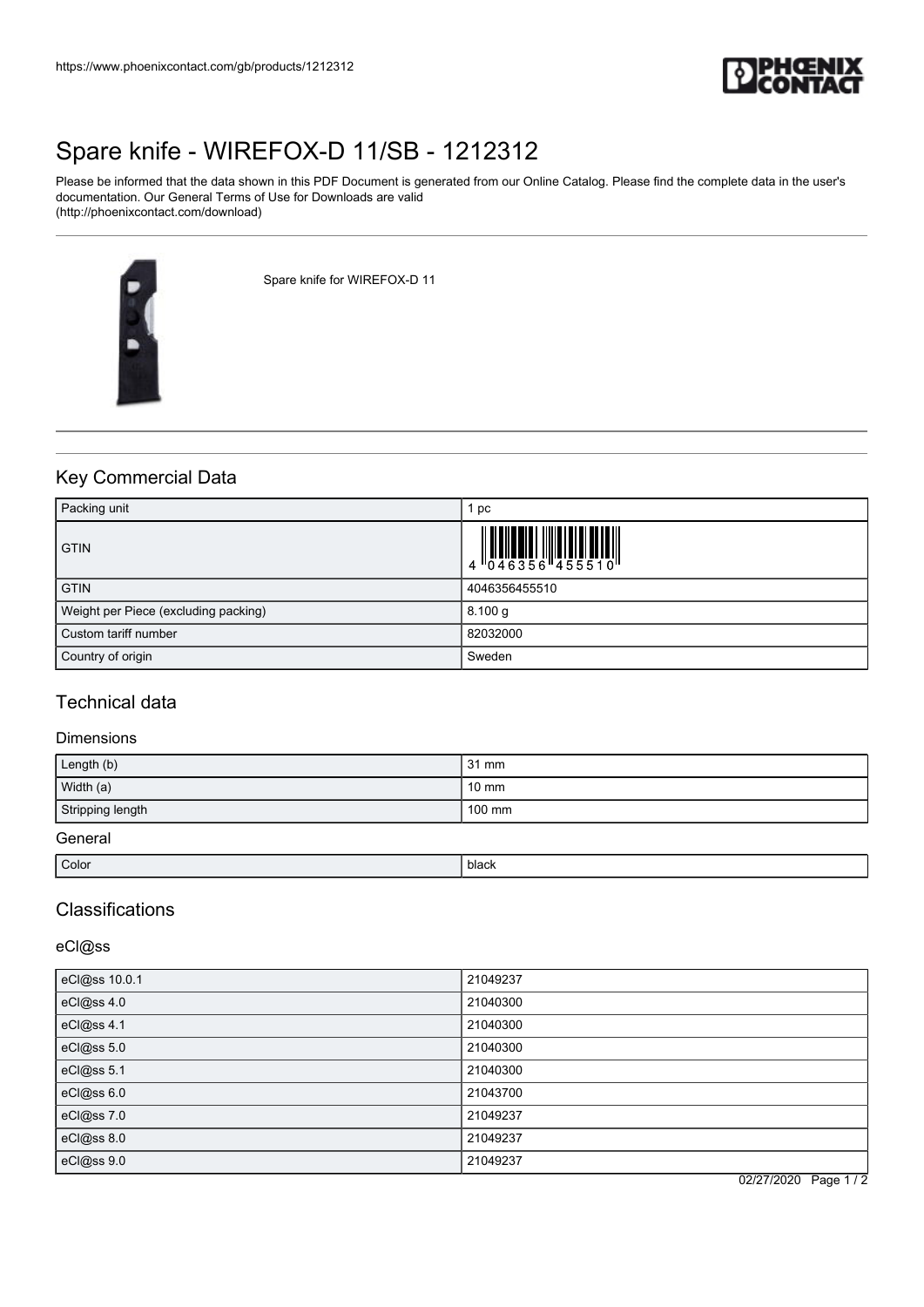https://www.phoenixcontact.com/gb/products/1212312

# Spare knife - WIREFOX-D 11/SB - 1212312

Please be informed that the data shown in this PDF Document is generated from our Online Catalog. Please find the complete data in the user's documentation. Our General Terms of Use for Downloads are valid (http://phoenixcontact.com/download)

Spare knife for WIREFOX-D 11

## Key Commercial Data

| Packing unit | 1 pc |
|---|---|
| GTIN | 4 046356 455510 |
| GTIN | 4046356455510 |
| Weight per Piece (excluding packing) | 8.100 g |
| Custom tariff number | 82032000 |
| Country of origin | Sweden |

## Technical data

### Dimensions

| Length (b) | 31 mm |
|---|---|
| Width (a) | 10 mm |
| Stripping length | 100 mm |

### General

| Color | black |
|---|---|

## Classifications

### eCl@ss

| eCl@ss 10.0.1 | 21049237 |
|---|---|
| eCl@ss 4.0 | 21040300 |
| eCl@ss 4.1 | 21040300 |
| eCl@ss 5.0 | 21040300 |
| eCl@ss 5.1 | 21040300 |
| eCl@ss 6.0 | 21043700 |
| eCl@ss 7.0 | 21049237 |
| eCl@ss 8.0 | 21049237 |
| eCl@ss 9.0 | 21049237 |

02/27/2020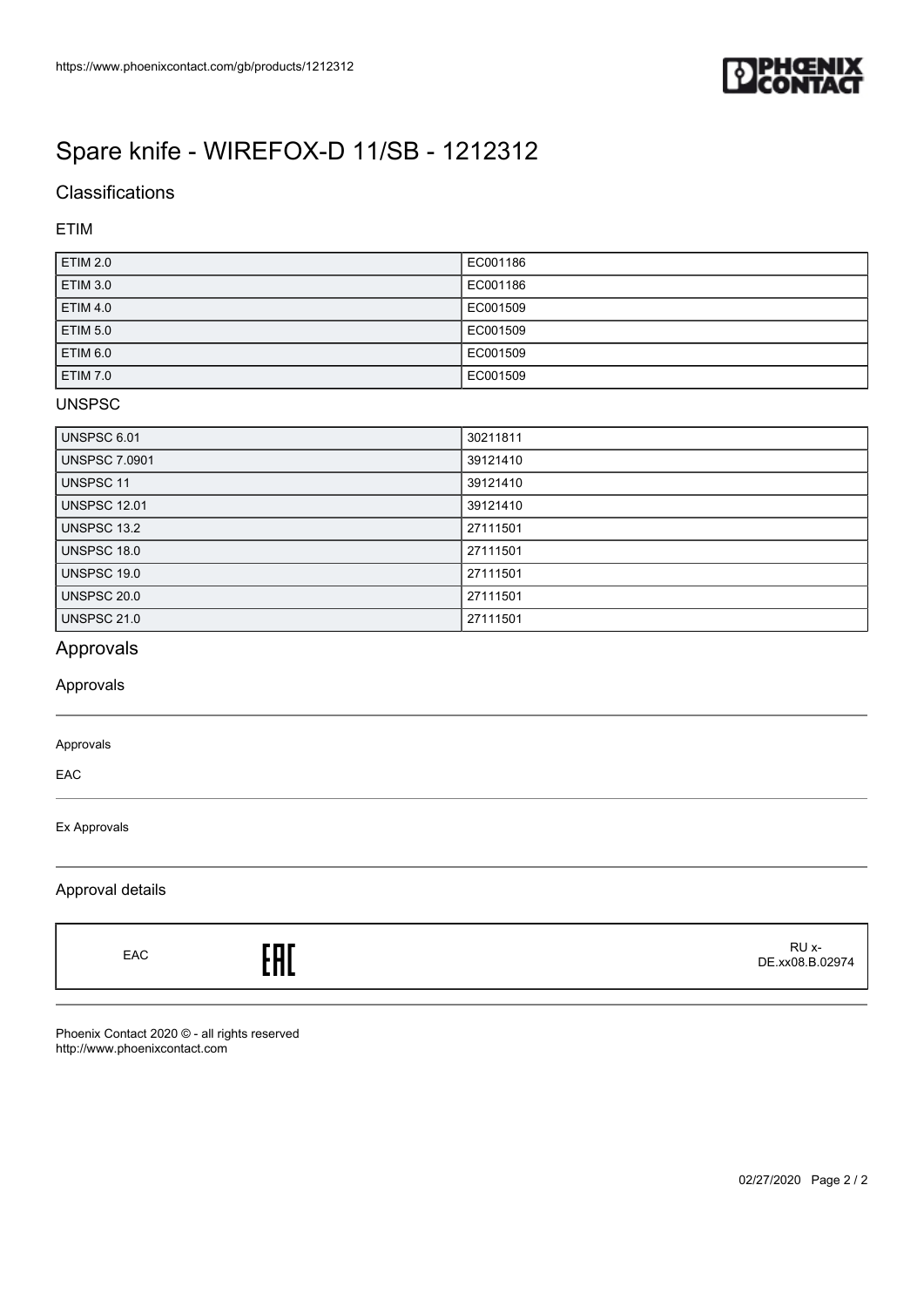# Spare knife - WIREFOX-D 11/SB - 1212312

## Classifications

### ETIM

| | |
|---|---|
| ETIM 2.0 | EC001186 |
| ETIM 3.0 | EC001186 |
| ETIM 4.0 | EC001509 |
| ETIM 5.0 | EC001509 |
| ETIM 6.0 | EC001509 |
| ETIM 7.0 | EC001509 |

### UNSPSC

| | |
|---|---|
| UNSPSC 6.01 | 30211811 |
| UNSPSC 7.0901 | 39121410 |
| UNSPSC 11 | 39121410 |
| UNSPSC 12.01 | 39121410 |
| UNSPSC 13.2 | 27111501 |
| UNSPSC 18.0 | 27111501 |
| UNSPSC 19.0 | 27111501 |
| UNSPSC 20.0 | 27111501 |
| UNSPSC 21.0 | 27111501 |

## Approvals

### Approvals

Approvals

EAC

Ex Approvals

### Approval details

| | | |
|---|---|---|
| EAC | EAC | RU x-DE.xx08.B.02974 |

Phoenix Contact 2020 © - all rights reserved
http://www.phoenixcontact.com